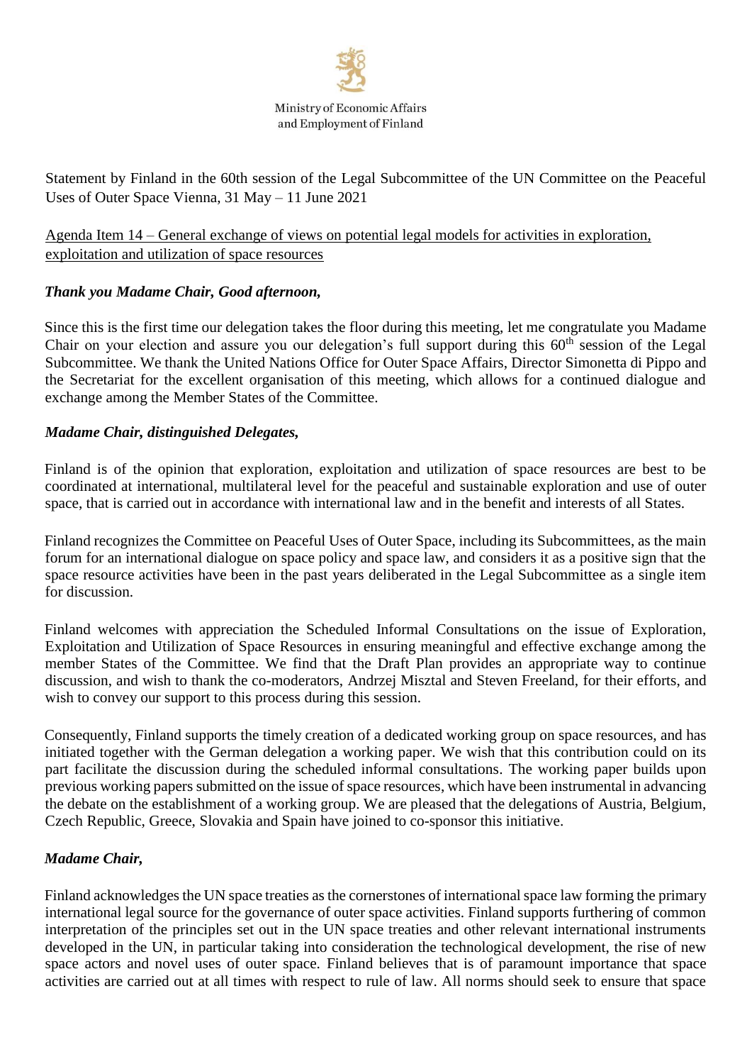Ministry of Economic Affairs and Employment of Finland

Statement by Finland in the 60th session of the Legal Subcommittee of the UN Committee on the Peaceful Uses of Outer Space Vienna, 31 May – 11 June 2021

Agenda Item 14 – General exchange of views on potential legal models for activities in exploration, exploitation and utilization of space resources

***Thank you Madame Chair, Good afternoon,***

Since this is the first time our delegation takes the floor during this meeting, let me congratulate you Madame Chair on your election and assure you our delegation's full support during this 60th session of the Legal Subcommittee. We thank the United Nations Office for Outer Space Affairs, Director Simonetta di Pippo and the Secretariat for the excellent organisation of this meeting, which allows for a continued dialogue and exchange among the Member States of the Committee.

***Madame Chair, distinguished Delegates,***

Finland is of the opinion that exploration, exploitation and utilization of space resources are best to be coordinated at international, multilateral level for the peaceful and sustainable exploration and use of outer space, that is carried out in accordance with international law and in the benefit and interests of all States.

Finland recognizes the Committee on Peaceful Uses of Outer Space, including its Subcommittees, as the main forum for an international dialogue on space policy and space law, and considers it as a positive sign that the space resource activities have been in the past years deliberated in the Legal Subcommittee as a single item for discussion.

Finland welcomes with appreciation the Scheduled Informal Consultations on the issue of Exploration, Exploitation and Utilization of Space Resources in ensuring meaningful and effective exchange among the member States of the Committee. We find that the Draft Plan provides an appropriate way to continue discussion, and wish to thank the co-moderators, Andrzej Misztal and Steven Freeland, for their efforts, and wish to convey our support to this process during this session.

Consequently, Finland supports the timely creation of a dedicated working group on space resources, and has initiated together with the German delegation a working paper. We wish that this contribution could on its part facilitate the discussion during the scheduled informal consultations. The working paper builds upon previous working papers submitted on the issue of space resources, which have been instrumental in advancing the debate on the establishment of a working group. We are pleased that the delegations of Austria, Belgium, Czech Republic, Greece, Slovakia and Spain have joined to co-sponsor this initiative.

***Madame Chair,***

Finland acknowledges the UN space treaties as the cornerstones of international space law forming the primary international legal source for the governance of outer space activities. Finland supports furthering of common interpretation of the principles set out in the UN space treaties and other relevant international instruments developed in the UN, in particular taking into consideration the technological development, the rise of new space actors and novel uses of outer space. Finland believes that is of paramount importance that space activities are carried out at all times with respect to rule of law. All norms should seek to ensure that space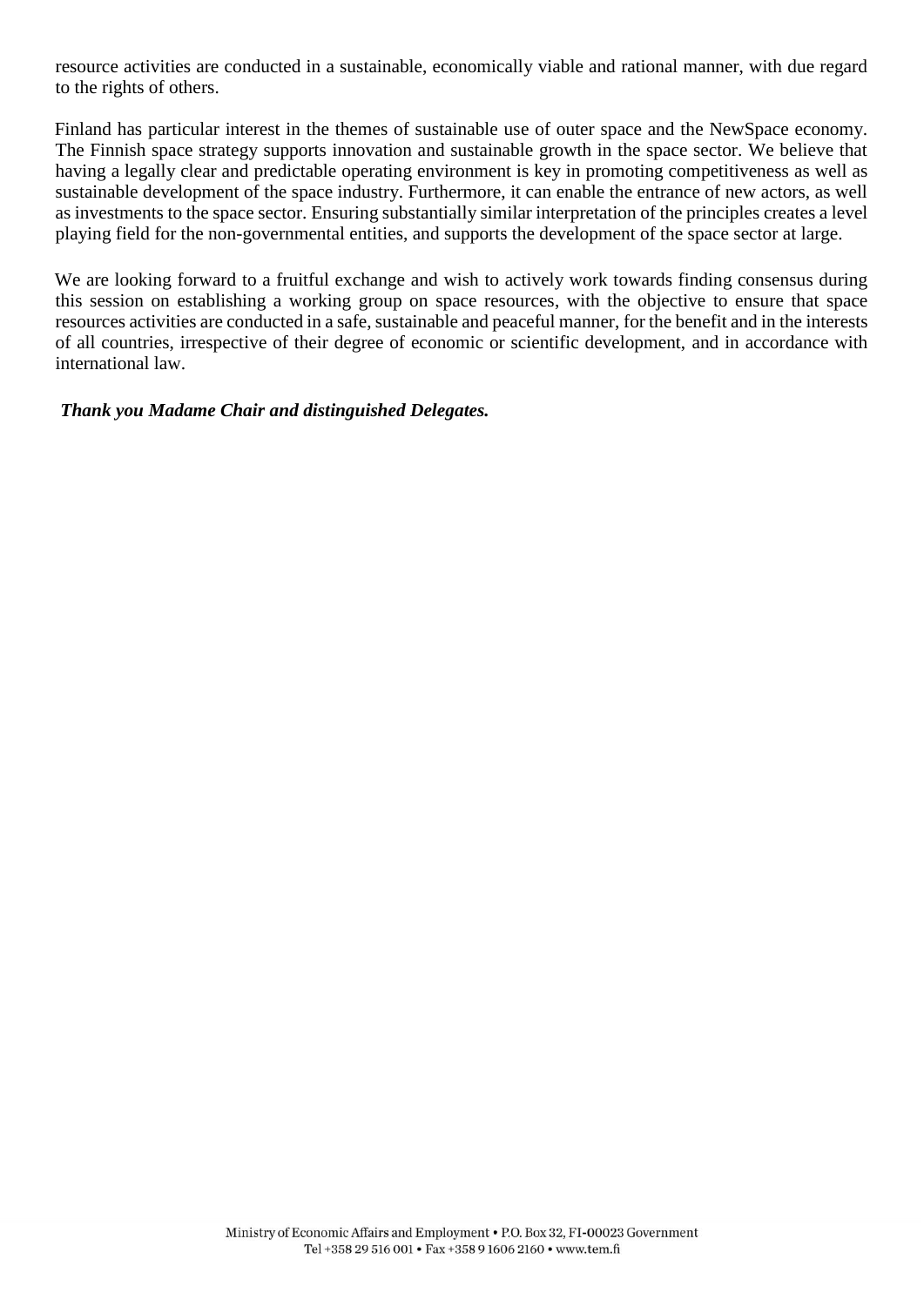resource activities are conducted in a sustainable, economically viable and rational manner, with due regard to the rights of others.

Finland has particular interest in the themes of sustainable use of outer space and the NewSpace economy. The Finnish space strategy supports innovation and sustainable growth in the space sector. We believe that having a legally clear and predictable operating environment is key in promoting competitiveness as well as sustainable development of the space industry. Furthermore, it can enable the entrance of new actors, as well as investments to the space sector. Ensuring substantially similar interpretation of the principles creates a level playing field for the non-governmental entities, and supports the development of the space sector at large.

We are looking forward to a fruitful exchange and wish to actively work towards finding consensus during this session on establishing a working group on space resources, with the objective to ensure that space resources activities are conducted in a safe, sustainable and peaceful manner, for the benefit and in the interests of all countries, irrespective of their degree of economic or scientific development, and in accordance with international law.

***Thank you Madame Chair and distinguished Delegates.***

Ministry of Economic Affairs and Employment • P.O. Box 32, FI-00023 Government
Tel +358 29 516 001 • Fax +358 9 1606 2160 • www.tem.fi